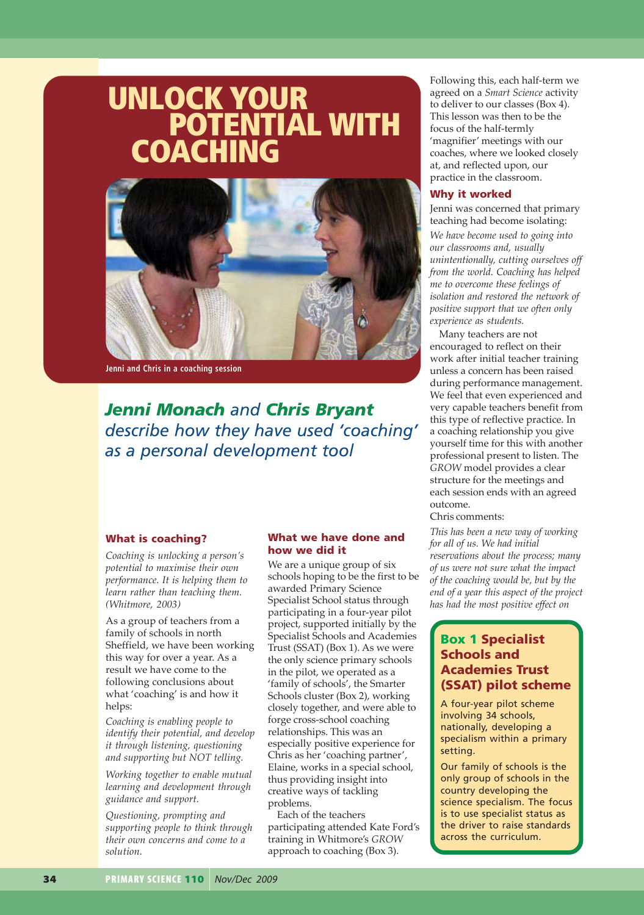# UNLOCK YOUR POTENTIAL WITH COACHING

Jenni and Chris in a coaching session

## *Jenni Monach and Chris Bryant describe how they have used 'coaching' as a personal development tool*

### What is coaching?

*Coaching is unlocking a person's potential to maximise their own performance. It is helping them to learn rather than teaching them. (Whitmore, 2003)*

As a group of teachers from a family of schools in north Sheffield, we have been working this way for over a year. As a result we have come to the following conclusions about what 'coaching' is and how it helps:

*Coaching is enabling people to identify their potential, and develop it through listening, questioning and supporting but NOT telling.*

*Working together to enable mutual learning and development through guidance and support.*

*Questioning, prompting and supporting people to think through their own concerns and come to a solution.*

### What we have done and how we did it

We are a unique group of six schools hoping to be the first to be awarded Primary Science Specialist School status through participating in a four-year pilot project, supported initially by the Specialist Schools and Academies Trust (SSAT) (Box 1). As we were the only science primary schools in the pilot, we operated as a 'family of schools', the Smarter Schools cluster (Box 2), working closely together, and were able to forge cross-school coaching relationships. This was an especially positive experience for Chris as her 'coaching partner', Elaine, works in a special school, thus providing insight into creative ways of tackling problems.

Each of the teachers participating attended Kate Ford's training in Whitmore's *GROW* approach to coaching (Box 3).

Following this, each half-term we agreed on a *Smart Science* activity to deliver to our classes (Box 4). This lesson was then to be the focus of the half-termly 'magnifier' meetings with our coaches, where we looked closely at, and reflected upon, our practice in the classroom.

### Why it worked

Jenni was concerned that primary teaching had become isolating:

*We have become used to going into our classrooms and, usually unintentionally, cutting ourselves off from the world. Coaching has helped me to overcome these feelings of isolation and restored the network of positive support that we often only experience as students.*

Many teachers are not encouraged to reflect on their work after initial teacher training unless a concern has been raised during performance management. We feel that even experienced and very capable teachers benefit from this type of reflective practice. In a coaching relationship you give yourself time for this with another professional present to listen. The *GROW* model provides a clear structure for the meetings and each session ends with an agreed outcome.

Chris comments:

*This has been a new way of working for all of us. We had initial reservations about the process; many of us were not sure what the impact of the coaching would be, but by the end of a year this aspect of the project has had the most positive effect on*

### Box 1 Specialist Schools and Academies Trust (SSAT) pilot scheme

A four-year pilot scheme involving 34 schools, nationally, developing a specialism within a primary setting.

Our family of schools is the only group of schools in the country developing the science specialism. The focus is to use specialist status as the driver to raise standards across the curriculum.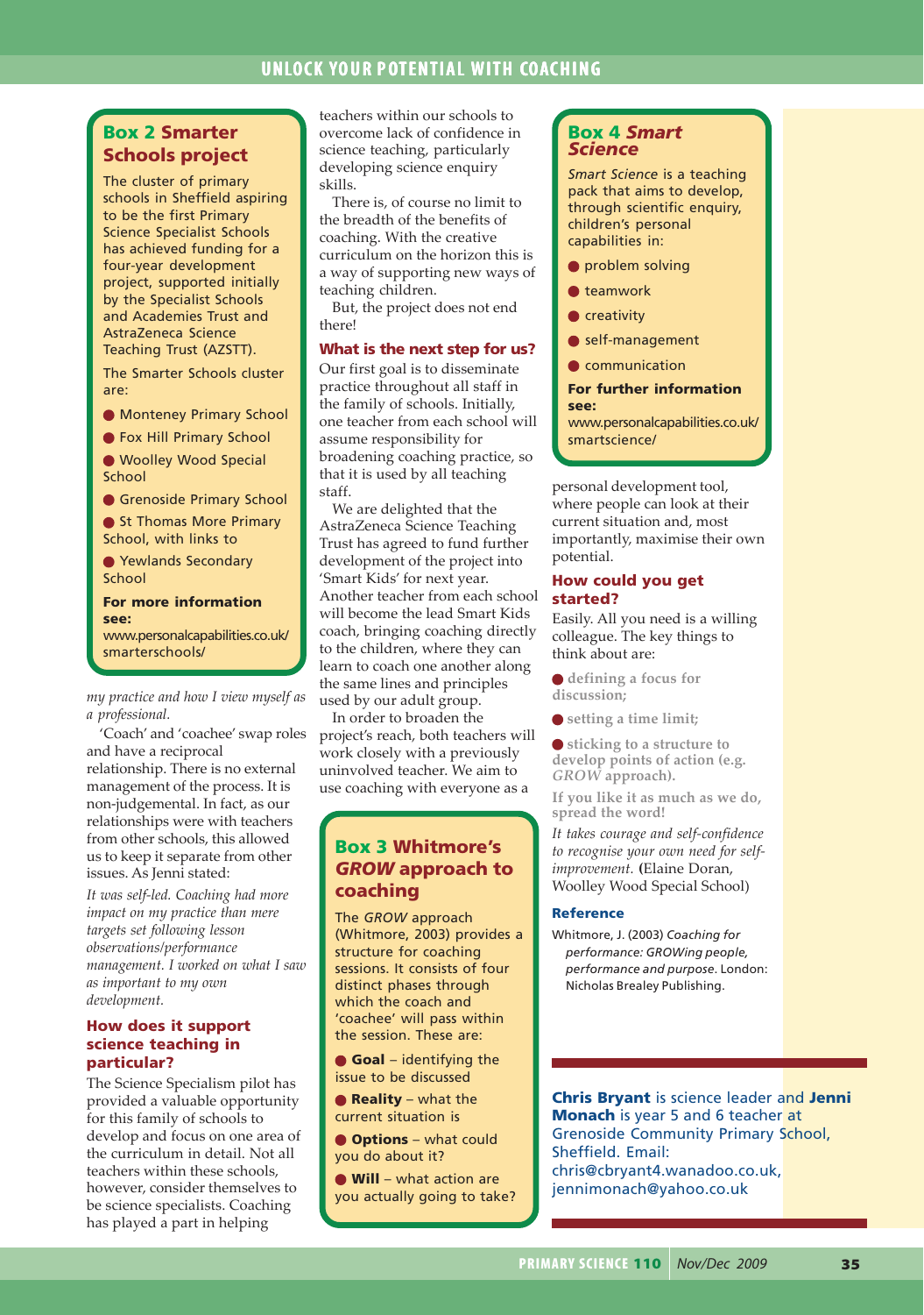### Box 2 Smarter Schools project

The cluster of primary schools in Sheffield aspiring to be the first Primary Science Specialist Schools has achieved funding for a four-year development project, supported initially by the Specialist Schools and Academies Trust and AstraZeneca Science Teaching Trust (AZSTT).

The Smarter Schools cluster are:

- Monteney Primary School
- Fox Hill Primary School
- Woolley Wood Special School
- Grenoside Primary School
- St Thomas More Primary School, with links to
- Yewlands Secondary School

**For more information see:**
www.personalcapabilities.co.uk/smarterschools/

*my practice and how I view myself as a professional.*

'Coach' and 'coachee' swap roles and have a reciprocal relationship. There is no external management of the process. It is non-judgemental. In fact, as our relationships were with teachers from other schools, this allowed us to keep it separate from other issues. As Jenni stated:

*It was self-led. Coaching had more impact on my practice than mere targets set following lesson observations/performance management. I worked on what I saw as important to my own development.*

## How does it support science teaching in particular?

The Science Specialism pilot has provided a valuable opportunity for this family of schools to develop and focus on one area of the curriculum in detail. Not all teachers within these schools, however, consider themselves to be science specialists. Coaching has played a part in helping teachers within our schools to overcome lack of confidence in science teaching, particularly developing science enquiry skills.

There is, of course no limit to the breadth of the benefits of coaching. With the creative curriculum on the horizon this is a way of supporting new ways of teaching children.

But, the project does not end there!

## What is the next step for us?

Our first goal is to disseminate practice throughout all staff in the family of schools. Initially, one teacher from each school will assume responsibility for broadening coaching practice, so that it is used by all teaching staff.

We are delighted that the AstraZeneca Science Teaching Trust has agreed to fund further development of the project into 'Smart Kids' for next year. Another teacher from each school will become the lead Smart Kids coach, bringing coaching directly to the children, where they can learn to coach one another along the same lines and principles used by our adult group.

In order to broaden the project's reach, both teachers will work closely with a previously uninvolved teacher. We aim to use coaching with everyone as a personal development tool, where people can look at their current situation and, most importantly, maximise their own potential.

### Box 3 Whitmore's *GROW* approach to coaching

The *GROW* approach (Whitmore, 2003) provides a structure for coaching sessions. It consists of four distinct phases through which the coach and 'coachee' will pass within the session. These are:

- **Goal** – identifying the issue to be discussed
- **Reality** – what the current situation is
- **Options** – what could you do about it?
- **Will** – what action are you actually going to take?

### Box 4 *Smart Science*

*Smart Science* is a teaching pack that aims to develop, through scientific enquiry, children's personal capabilities in:

- problem solving
- teamwork
- creativity
- self-management
- communication

**For further information see:**
www.personalcapabilities.co.uk/smartscience/

## How could you get started?

Easily. All you need is a willing colleague. The key things to think about are:

- **defining a focus for discussion;**
- **setting a time limit;**
- **sticking to a structure to develop points of action (e.g. *GROW* approach).**

**If you like it as much as we do, spread the word!**

*It takes courage and self-confidence to recognise your own need for self-improvement.* (Elaine Doran, Woolley Wood Special School)

## Reference

Whitmore, J. (2003) *Coaching for performance: GROWing people, performance and purpose*. London: Nicholas Brealey Publishing.

**Chris Bryant** is science leader and **Jenni Monach** is year 5 and 6 teacher at Grenoside Community Primary School, Sheffield. Email: chris@cbryant4.wanadoo.co.uk, jennimonach@yahoo.co.uk